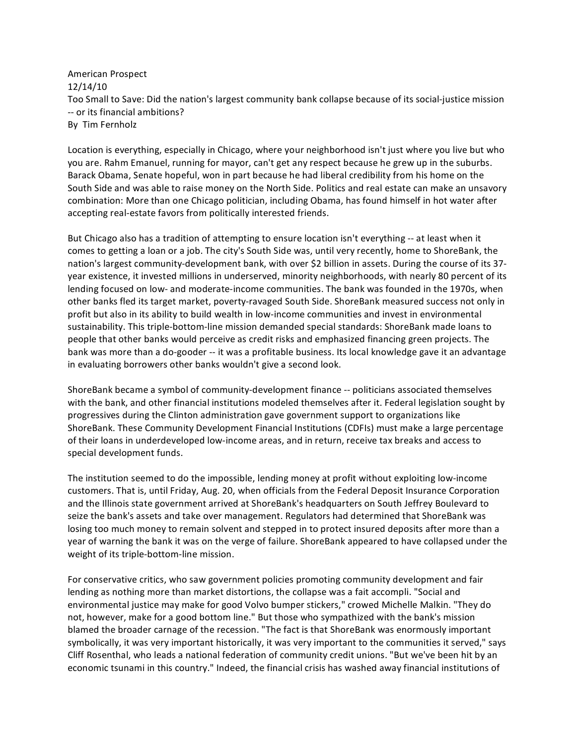American Prospect
12/14/10
Too Small to Save: Did the nation's largest community bank collapse because of its social-justice mission -- or its financial ambitions?
By Tim Fernholz

Location is everything, especially in Chicago, where your neighborhood isn't just where you live but who you are. Rahm Emanuel, running for mayor, can't get any respect because he grew up in the suburbs. Barack Obama, Senate hopeful, won in part because he had liberal credibility from his home on the South Side and was able to raise money on the North Side. Politics and real estate can make an unsavory combination: More than one Chicago politician, including Obama, has found himself in hot water after accepting real-estate favors from politically interested friends.

But Chicago also has a tradition of attempting to ensure location isn't everything -- at least when it comes to getting a loan or a job. The city's South Side was, until very recently, home to ShoreBank, the nation's largest community-development bank, with over $2 billion in assets. During the course of its 37-year existence, it invested millions in underserved, minority neighborhoods, with nearly 80 percent of its lending focused on low- and moderate-income communities. The bank was founded in the 1970s, when other banks fled its target market, poverty-ravaged South Side. ShoreBank measured success not only in profit but also in its ability to build wealth in low-income communities and invest in environmental sustainability. This triple-bottom-line mission demanded special standards: ShoreBank made loans to people that other banks would perceive as credit risks and emphasized financing green projects. The bank was more than a do-gooder -- it was a profitable business. Its local knowledge gave it an advantage in evaluating borrowers other banks wouldn't give a second look.

ShoreBank became a symbol of community-development finance -- politicians associated themselves with the bank, and other financial institutions modeled themselves after it. Federal legislation sought by progressives during the Clinton administration gave government support to organizations like ShoreBank. These Community Development Financial Institutions (CDFIs) must make a large percentage of their loans in underdeveloped low-income areas, and in return, receive tax breaks and access to special development funds.

The institution seemed to do the impossible, lending money at profit without exploiting low-income customers. That is, until Friday, Aug. 20, when officials from the Federal Deposit Insurance Corporation and the Illinois state government arrived at ShoreBank's headquarters on South Jeffrey Boulevard to seize the bank's assets and take over management. Regulators had determined that ShoreBank was losing too much money to remain solvent and stepped in to protect insured deposits after more than a year of warning the bank it was on the verge of failure. ShoreBank appeared to have collapsed under the weight of its triple-bottom-line mission.

For conservative critics, who saw government policies promoting community development and fair lending as nothing more than market distortions, the collapse was a fait accompli. "Social and environmental justice may make for good Volvo bumper stickers," crowed Michelle Malkin. "They do not, however, make for a good bottom line." But those who sympathized with the bank's mission blamed the broader carnage of the recession. "The fact is that ShoreBank was enormously important symbolically, it was very important historically, it was very important to the communities it served," says Cliff Rosenthal, who leads a national federation of community credit unions. "But we've been hit by an economic tsunami in this country." Indeed, the financial crisis has washed away financial institutions of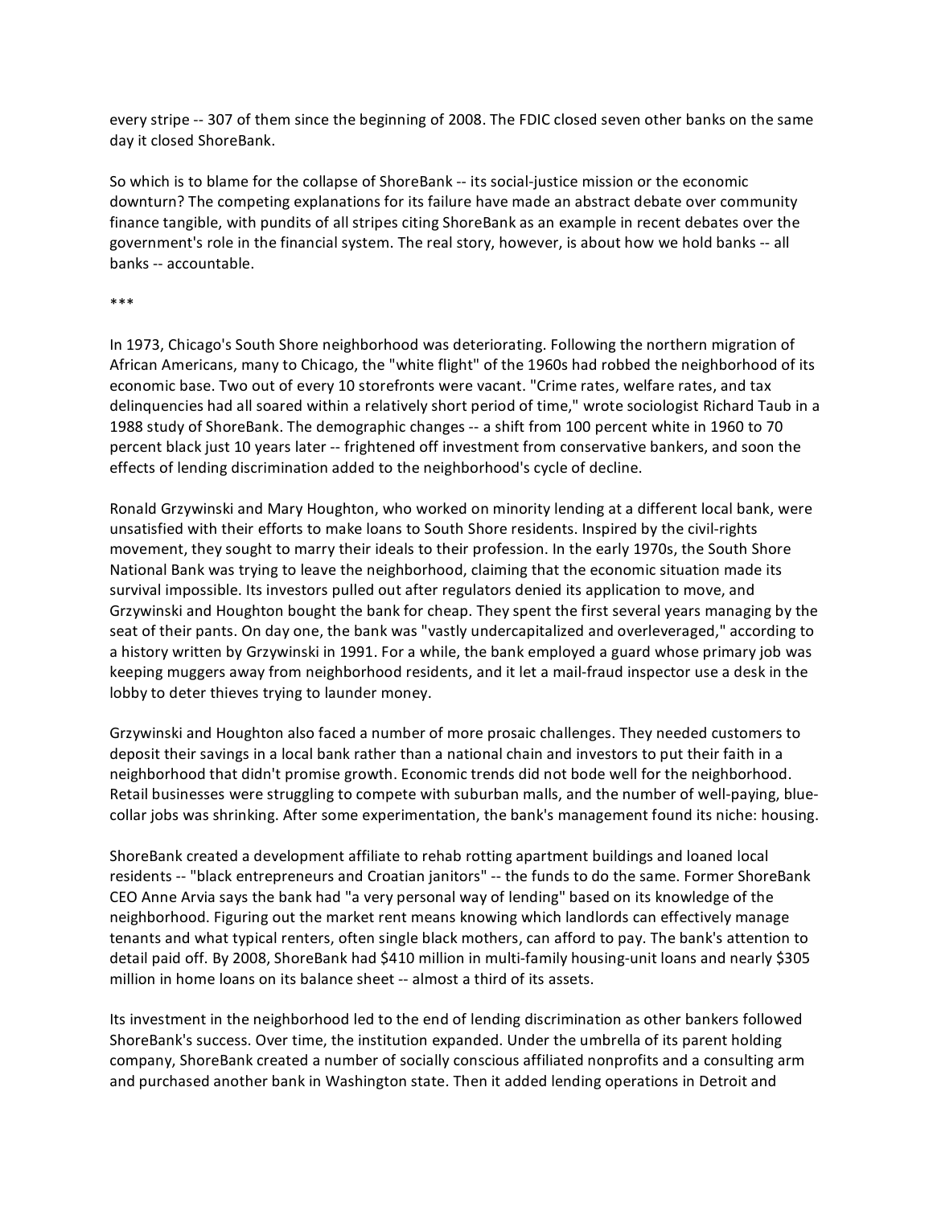every stripe -- 307 of them since the beginning of 2008. The FDIC closed seven other banks on the same day it closed ShoreBank.

So which is to blame for the collapse of ShoreBank -- its social-justice mission or the economic downturn? The competing explanations for its failure have made an abstract debate over community finance tangible, with pundits of all stripes citing ShoreBank as an example in recent debates over the government's role in the financial system. The real story, however, is about how we hold banks -- all banks -- accountable.

***

In 1973, Chicago's South Shore neighborhood was deteriorating. Following the northern migration of African Americans, many to Chicago, the "white flight" of the 1960s had robbed the neighborhood of its economic base. Two out of every 10 storefronts were vacant. "Crime rates, welfare rates, and tax delinquencies had all soared within a relatively short period of time," wrote sociologist Richard Taub in a 1988 study of ShoreBank. The demographic changes -- a shift from 100 percent white in 1960 to 70 percent black just 10 years later -- frightened off investment from conservative bankers, and soon the effects of lending discrimination added to the neighborhood's cycle of decline.

Ronald Grzywinski and Mary Houghton, who worked on minority lending at a different local bank, were unsatisfied with their efforts to make loans to South Shore residents. Inspired by the civil-rights movement, they sought to marry their ideals to their profession. In the early 1970s, the South Shore National Bank was trying to leave the neighborhood, claiming that the economic situation made its survival impossible. Its investors pulled out after regulators denied its application to move, and Grzywinski and Houghton bought the bank for cheap. They spent the first several years managing by the seat of their pants. On day one, the bank was "vastly undercapitalized and overleveraged," according to a history written by Grzywinski in 1991. For a while, the bank employed a guard whose primary job was keeping muggers away from neighborhood residents, and it let a mail-fraud inspector use a desk in the lobby to deter thieves trying to launder money.

Grzywinski and Houghton also faced a number of more prosaic challenges. They needed customers to deposit their savings in a local bank rather than a national chain and investors to put their faith in a neighborhood that didn't promise growth. Economic trends did not bode well for the neighborhood. Retail businesses were struggling to compete with suburban malls, and the number of well-paying, blue-collar jobs was shrinking. After some experimentation, the bank's management found its niche: housing.

ShoreBank created a development affiliate to rehab rotting apartment buildings and loaned local residents -- "black entrepreneurs and Croatian janitors" -- the funds to do the same. Former ShoreBank CEO Anne Arvia says the bank had "a very personal way of lending" based on its knowledge of the neighborhood. Figuring out the market rent means knowing which landlords can effectively manage tenants and what typical renters, often single black mothers, can afford to pay. The bank's attention to detail paid off. By 2008, ShoreBank had $410 million in multi-family housing-unit loans and nearly $305 million in home loans on its balance sheet -- almost a third of its assets.

Its investment in the neighborhood led to the end of lending discrimination as other bankers followed ShoreBank's success. Over time, the institution expanded. Under the umbrella of its parent holding company, ShoreBank created a number of socially conscious affiliated nonprofits and a consulting arm and purchased another bank in Washington state. Then it added lending operations in Detroit and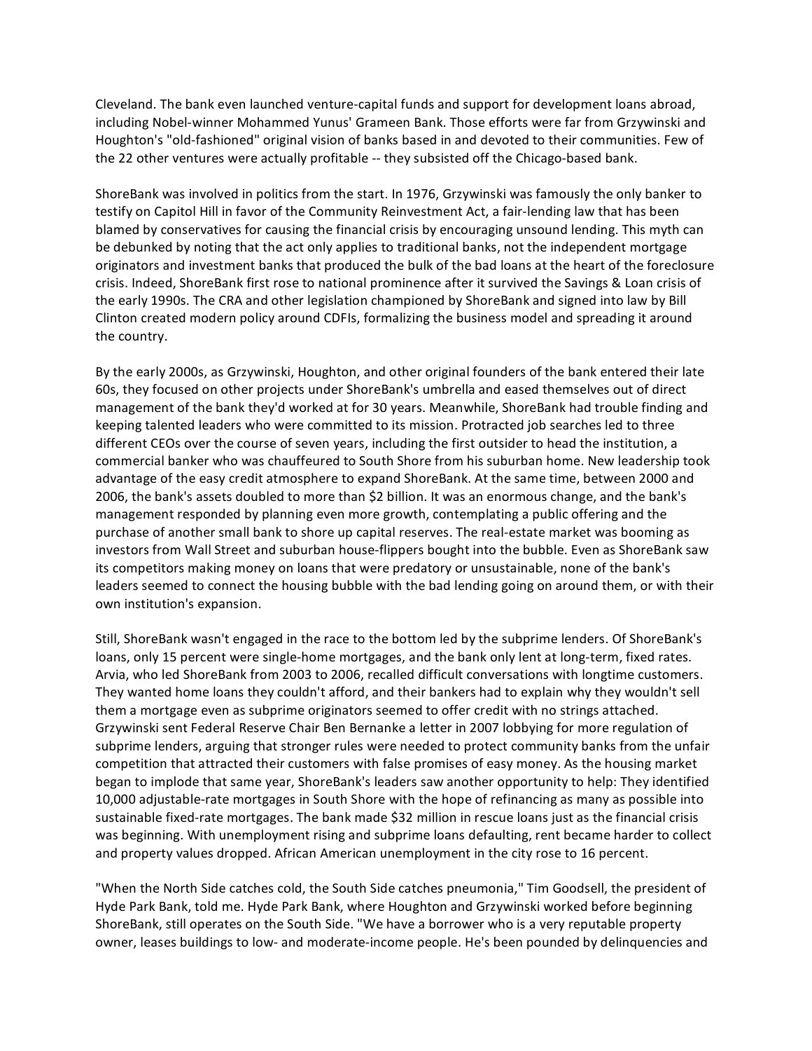Cleveland. The bank even launched venture-capital funds and support for development loans abroad, including Nobel-winner Mohammed Yunus' Grameen Bank. Those efforts were far from Grzywinski and Houghton's "old-fashioned" original vision of banks based in and devoted to their communities. Few of the 22 other ventures were actually profitable -- they subsisted off the Chicago-based bank.

ShoreBank was involved in politics from the start. In 1976, Grzywinski was famously the only banker to testify on Capitol Hill in favor of the Community Reinvestment Act, a fair-lending law that has been blamed by conservatives for causing the financial crisis by encouraging unsound lending. This myth can be debunked by noting that the act only applies to traditional banks, not the independent mortgage originators and investment banks that produced the bulk of the bad loans at the heart of the foreclosure crisis. Indeed, ShoreBank first rose to national prominence after it survived the Savings & Loan crisis of the early 1990s. The CRA and other legislation championed by ShoreBank and signed into law by Bill Clinton created modern policy around CDFIs, formalizing the business model and spreading it around the country.

By the early 2000s, as Grzywinski, Houghton, and other original founders of the bank entered their late 60s, they focused on other projects under ShoreBank's umbrella and eased themselves out of direct management of the bank they'd worked at for 30 years. Meanwhile, ShoreBank had trouble finding and keeping talented leaders who were committed to its mission. Protracted job searches led to three different CEOs over the course of seven years, including the first outsider to head the institution, a commercial banker who was chauffeured to South Shore from his suburban home. New leadership took advantage of the easy credit atmosphere to expand ShoreBank. At the same time, between 2000 and 2006, the bank's assets doubled to more than $2 billion. It was an enormous change, and the bank's management responded by planning even more growth, contemplating a public offering and the purchase of another small bank to shore up capital reserves. The real-estate market was booming as investors from Wall Street and suburban house-flippers bought into the bubble. Even as ShoreBank saw its competitors making money on loans that were predatory or unsustainable, none of the bank's leaders seemed to connect the housing bubble with the bad lending going on around them, or with their own institution's expansion.

Still, ShoreBank wasn't engaged in the race to the bottom led by the subprime lenders. Of ShoreBank's loans, only 15 percent were single-home mortgages, and the bank only lent at long-term, fixed rates. Arvia, who led ShoreBank from 2003 to 2006, recalled difficult conversations with longtime customers. They wanted home loans they couldn't afford, and their bankers had to explain why they wouldn't sell them a mortgage even as subprime originators seemed to offer credit with no strings attached. Grzywinski sent Federal Reserve Chair Ben Bernanke a letter in 2007 lobbying for more regulation of subprime lenders, arguing that stronger rules were needed to protect community banks from the unfair competition that attracted their customers with false promises of easy money. As the housing market began to implode that same year, ShoreBank's leaders saw another opportunity to help: They identified 10,000 adjustable-rate mortgages in South Shore with the hope of refinancing as many as possible into sustainable fixed-rate mortgages. The bank made $32 million in rescue loans just as the financial crisis was beginning. With unemployment rising and subprime loans defaulting, rent became harder to collect and property values dropped. African American unemployment in the city rose to 16 percent.

"When the North Side catches cold, the South Side catches pneumonia," Tim Goodsell, the president of Hyde Park Bank, told me. Hyde Park Bank, where Houghton and Grzywinski worked before beginning ShoreBank, still operates on the South Side. "We have a borrower who is a very reputable property owner, leases buildings to low- and moderate-income people. He's been pounded by delinquencies and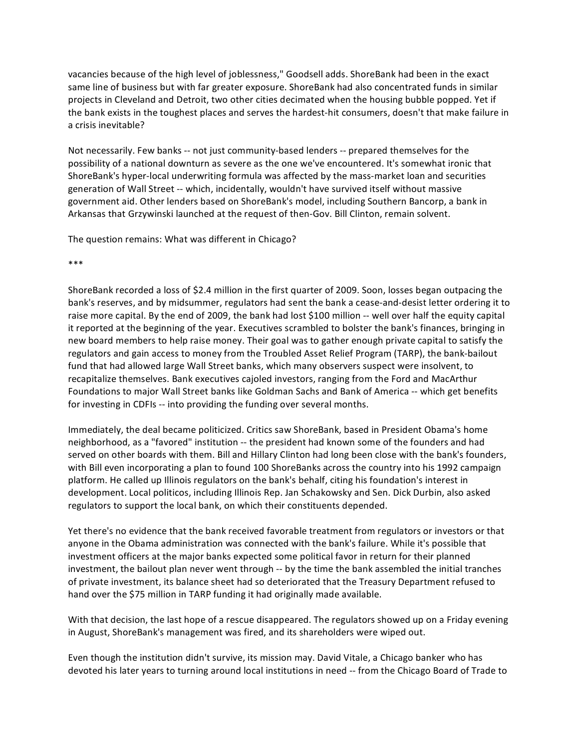vacancies because of the high level of joblessness," Goodsell adds. ShoreBank had been in the exact same line of business but with far greater exposure. ShoreBank had also concentrated funds in similar projects in Cleveland and Detroit, two other cities decimated when the housing bubble popped. Yet if the bank exists in the toughest places and serves the hardest-hit consumers, doesn't that make failure in a crisis inevitable?

Not necessarily. Few banks -- not just community-based lenders -- prepared themselves for the possibility of a national downturn as severe as the one we've encountered. It's somewhat ironic that ShoreBank's hyper-local underwriting formula was affected by the mass-market loan and securities generation of Wall Street -- which, incidentally, wouldn't have survived itself without massive government aid. Other lenders based on ShoreBank's model, including Southern Bancorp, a bank in Arkansas that Grzywinski launched at the request of then-Gov. Bill Clinton, remain solvent.

The question remains: What was different in Chicago?

***

ShoreBank recorded a loss of $2.4 million in the first quarter of 2009. Soon, losses began outpacing the bank's reserves, and by midsummer, regulators had sent the bank a cease-and-desist letter ordering it to raise more capital. By the end of 2009, the bank had lost $100 million -- well over half the equity capital it reported at the beginning of the year. Executives scrambled to bolster the bank's finances, bringing in new board members to help raise money. Their goal was to gather enough private capital to satisfy the regulators and gain access to money from the Troubled Asset Relief Program (TARP), the bank-bailout fund that had allowed large Wall Street banks, which many observers suspect were insolvent, to recapitalize themselves. Bank executives cajoled investors, ranging from the Ford and MacArthur Foundations to major Wall Street banks like Goldman Sachs and Bank of America -- which get benefits for investing in CDFIs -- into providing the funding over several months.

Immediately, the deal became politicized. Critics saw ShoreBank, based in President Obama's home neighborhood, as a "favored" institution -- the president had known some of the founders and had served on other boards with them. Bill and Hillary Clinton had long been close with the bank's founders, with Bill even incorporating a plan to found 100 ShoreBanks across the country into his 1992 campaign platform. He called up Illinois regulators on the bank's behalf, citing his foundation's interest in development. Local politicos, including Illinois Rep. Jan Schakowsky and Sen. Dick Durbin, also asked regulators to support the local bank, on which their constituents depended.

Yet there's no evidence that the bank received favorable treatment from regulators or investors or that anyone in the Obama administration was connected with the bank's failure. While it's possible that investment officers at the major banks expected some political favor in return for their planned investment, the bailout plan never went through -- by the time the bank assembled the initial tranches of private investment, its balance sheet had so deteriorated that the Treasury Department refused to hand over the $75 million in TARP funding it had originally made available.

With that decision, the last hope of a rescue disappeared. The regulators showed up on a Friday evening in August, ShoreBank's management was fired, and its shareholders were wiped out.

Even though the institution didn't survive, its mission may. David Vitale, a Chicago banker who has devoted his later years to turning around local institutions in need -- from the Chicago Board of Trade to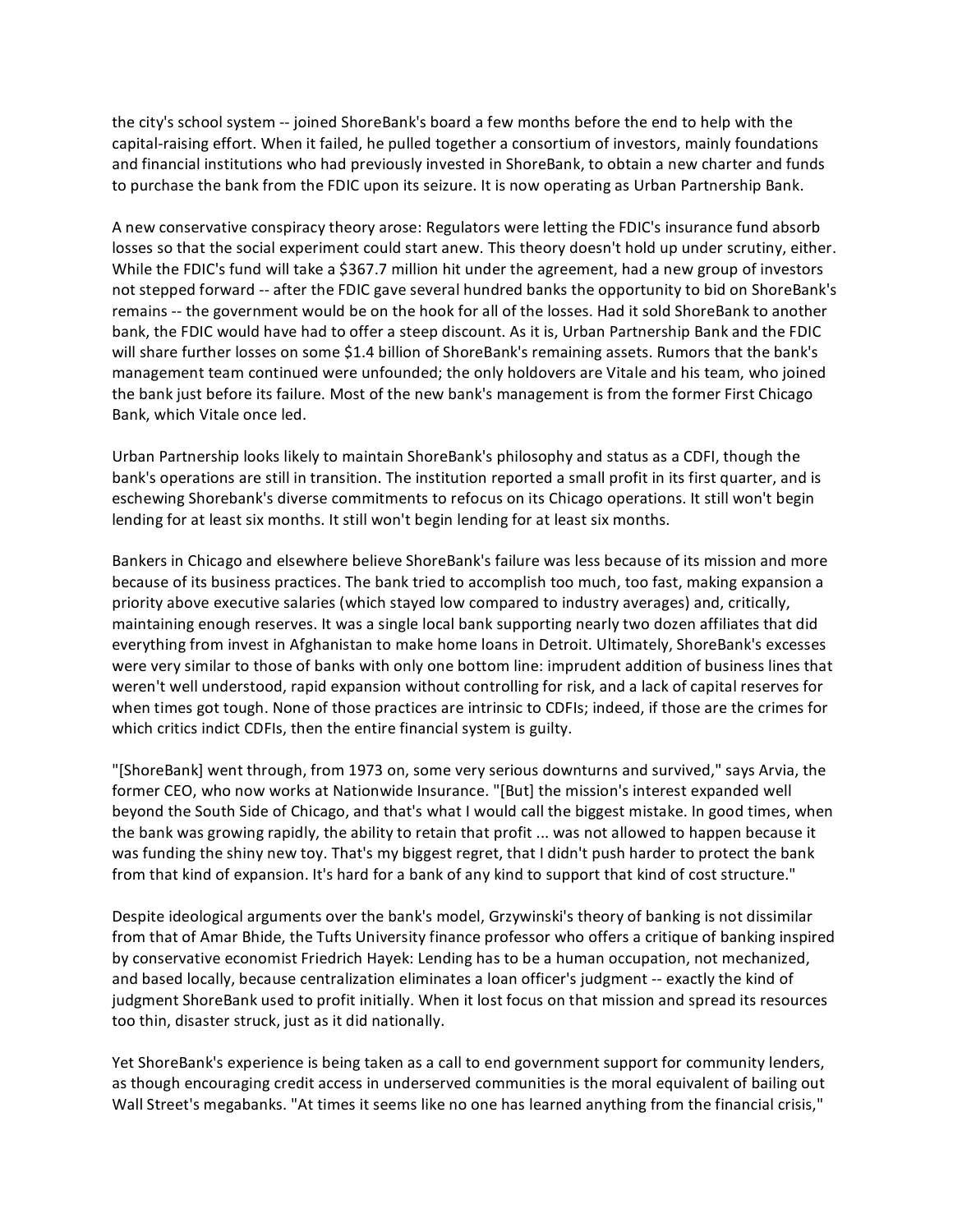the city's school system -- joined ShoreBank's board a few months before the end to help with the capital-raising effort. When it failed, he pulled together a consortium of investors, mainly foundations and financial institutions who had previously invested in ShoreBank, to obtain a new charter and funds to purchase the bank from the FDIC upon its seizure. It is now operating as Urban Partnership Bank.

A new conservative conspiracy theory arose: Regulators were letting the FDIC's insurance fund absorb losses so that the social experiment could start anew. This theory doesn't hold up under scrutiny, either. While the FDIC's fund will take a $367.7 million hit under the agreement, had a new group of investors not stepped forward -- after the FDIC gave several hundred banks the opportunity to bid on ShoreBank's remains -- the government would be on the hook for all of the losses. Had it sold ShoreBank to another bank, the FDIC would have had to offer a steep discount. As it is, Urban Partnership Bank and the FDIC will share further losses on some $1.4 billion of ShoreBank's remaining assets. Rumors that the bank's management team continued were unfounded; the only holdovers are Vitale and his team, who joined the bank just before its failure. Most of the new bank's management is from the former First Chicago Bank, which Vitale once led.

Urban Partnership looks likely to maintain ShoreBank's philosophy and status as a CDFI, though the bank's operations are still in transition. The institution reported a small profit in its first quarter, and is eschewing Shorebank's diverse commitments to refocus on its Chicago operations. It still won't begin lending for at least six months. It still won't begin lending for at least six months.

Bankers in Chicago and elsewhere believe ShoreBank's failure was less because of its mission and more because of its business practices. The bank tried to accomplish too much, too fast, making expansion a priority above executive salaries (which stayed low compared to industry averages) and, critically, maintaining enough reserves. It was a single local bank supporting nearly two dozen affiliates that did everything from invest in Afghanistan to make home loans in Detroit. Ultimately, ShoreBank's excesses were very similar to those of banks with only one bottom line: imprudent addition of business lines that weren't well understood, rapid expansion without controlling for risk, and a lack of capital reserves for when times got tough. None of those practices are intrinsic to CDFIs; indeed, if those are the crimes for which critics indict CDFIs, then the entire financial system is guilty.

"[ShoreBank] went through, from 1973 on, some very serious downturns and survived," says Arvia, the former CEO, who now works at Nationwide Insurance. "[But] the mission's interest expanded well beyond the South Side of Chicago, and that's what I would call the biggest mistake. In good times, when the bank was growing rapidly, the ability to retain that profit ... was not allowed to happen because it was funding the shiny new toy. That's my biggest regret, that I didn't push harder to protect the bank from that kind of expansion. It's hard for a bank of any kind to support that kind of cost structure."

Despite ideological arguments over the bank's model, Grzywinski's theory of banking is not dissimilar from that of Amar Bhide, the Tufts University finance professor who offers a critique of banking inspired by conservative economist Friedrich Hayek: Lending has to be a human occupation, not mechanized, and based locally, because centralization eliminates a loan officer's judgment -- exactly the kind of judgment ShoreBank used to profit initially. When it lost focus on that mission and spread its resources too thin, disaster struck, just as it did nationally.

Yet ShoreBank's experience is being taken as a call to end government support for community lenders, as though encouraging credit access in underserved communities is the moral equivalent of bailing out Wall Street's megabanks. "At times it seems like no one has learned anything from the financial crisis,"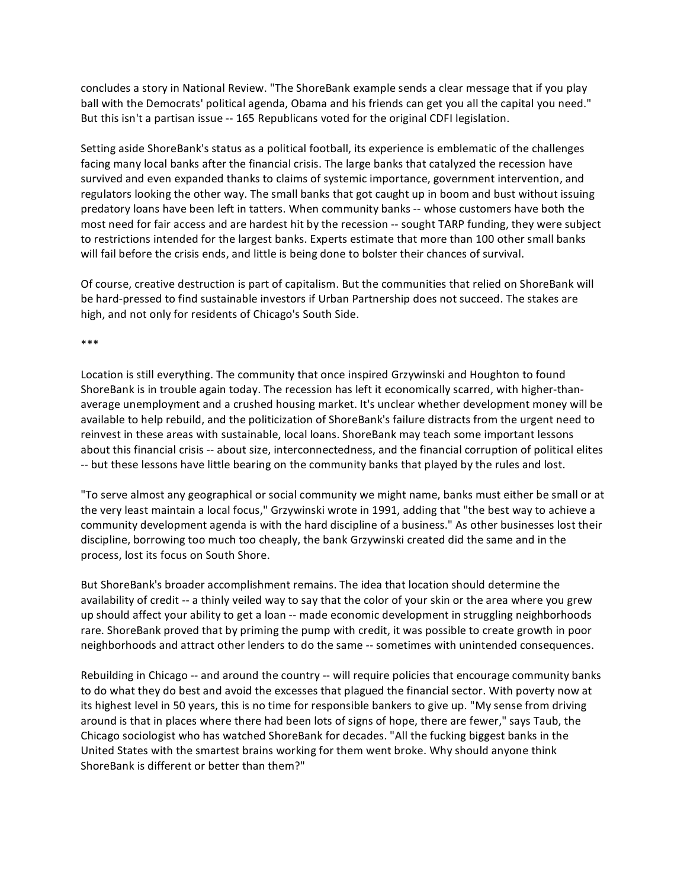concludes a story in National Review. "The ShoreBank example sends a clear message that if you play ball with the Democrats' political agenda, Obama and his friends can get you all the capital you need." But this isn't a partisan issue -- 165 Republicans voted for the original CDFI legislation.

Setting aside ShoreBank's status as a political football, its experience is emblematic of the challenges facing many local banks after the financial crisis. The large banks that catalyzed the recession have survived and even expanded thanks to claims of systemic importance, government intervention, and regulators looking the other way. The small banks that got caught up in boom and bust without issuing predatory loans have been left in tatters. When community banks -- whose customers have both the most need for fair access and are hardest hit by the recession -- sought TARP funding, they were subject to restrictions intended for the largest banks. Experts estimate that more than 100 other small banks will fail before the crisis ends, and little is being done to bolster their chances of survival.

Of course, creative destruction is part of capitalism. But the communities that relied on ShoreBank will be hard-pressed to find sustainable investors if Urban Partnership does not succeed. The stakes are high, and not only for residents of Chicago's South Side.

***

Location is still everything. The community that once inspired Grzywinski and Houghton to found ShoreBank is in trouble again today. The recession has left it economically scarred, with higher-than-average unemployment and a crushed housing market. It's unclear whether development money will be available to help rebuild, and the politicization of ShoreBank's failure distracts from the urgent need to reinvest in these areas with sustainable, local loans. ShoreBank may teach some important lessons about this financial crisis -- about size, interconnectedness, and the financial corruption of political elites -- but these lessons have little bearing on the community banks that played by the rules and lost.

"To serve almost any geographical or social community we might name, banks must either be small or at the very least maintain a local focus," Grzywinski wrote in 1991, adding that "the best way to achieve a community development agenda is with the hard discipline of a business." As other businesses lost their discipline, borrowing too much too cheaply, the bank Grzywinski created did the same and in the process, lost its focus on South Shore.

But ShoreBank's broader accomplishment remains. The idea that location should determine the availability of credit -- a thinly veiled way to say that the color of your skin or the area where you grew up should affect your ability to get a loan -- made economic development in struggling neighborhoods rare. ShoreBank proved that by priming the pump with credit, it was possible to create growth in poor neighborhoods and attract other lenders to do the same -- sometimes with unintended consequences.

Rebuilding in Chicago -- and around the country -- will require policies that encourage community banks to do what they do best and avoid the excesses that plagued the financial sector. With poverty now at its highest level in 50 years, this is no time for responsible bankers to give up. "My sense from driving around is that in places where there had been lots of signs of hope, there are fewer," says Taub, the Chicago sociologist who has watched ShoreBank for decades. "All the fucking biggest banks in the United States with the smartest brains working for them went broke. Why should anyone think ShoreBank is different or better than them?"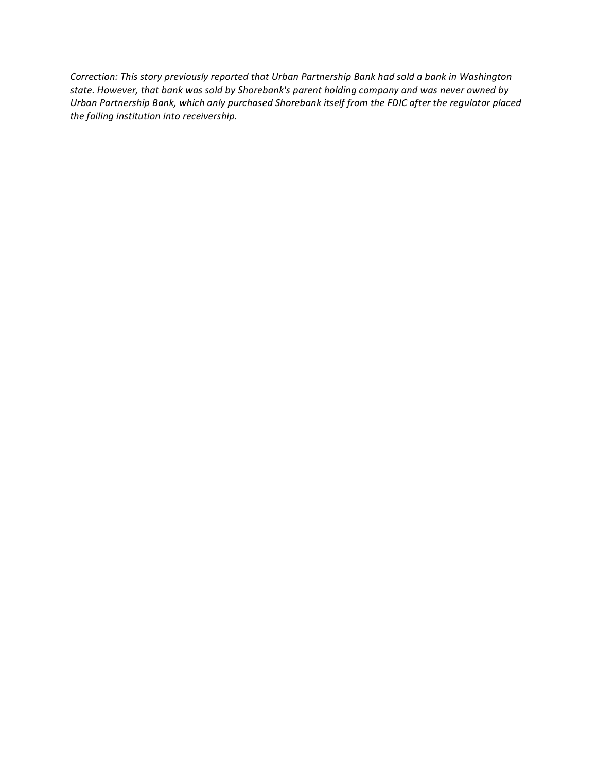*Correction: This story previously reported that Urban Partnership Bank had sold a bank in Washington state. However, that bank was sold by Shorebank's parent holding company and was never owned by Urban Partnership Bank, which only purchased Shorebank itself from the FDIC after the regulator placed the failing institution into receivership.*